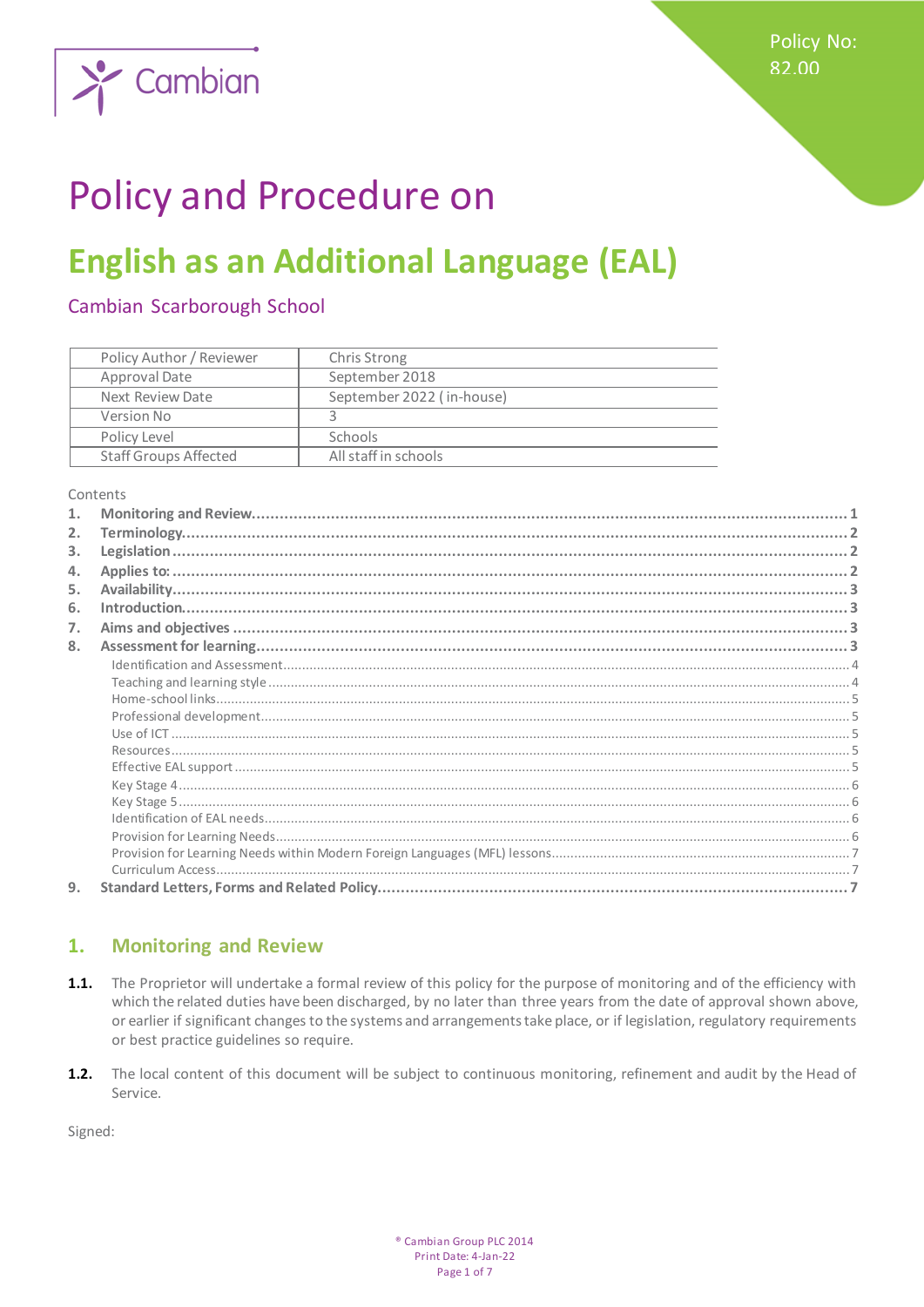Policy No: 82.00

Cambian

# Policy and Procedure on

# English as an Additional Language (EAL)

## Cambian Scarborough School

| Policy Author / Reviewer | Chris Strong |
|---|---|
| Approval Date | September 2018 |
| Next Review Date | September 2022 ( in-house) |
| Version No | 3 |
| Policy Level | Schools |
| Staff Groups Affected | All staff in schools |

Contents

1. Monitoring and Review .......... 1
2. Terminology .......... 2
3. Legislation .......... 2
4. Applies to: .......... 2
5. Availability .......... 3
6. Introduction .......... 3
7. Aims and objectives .......... 3
8. Assessment for learning .......... 3
   - Identification and Assessment .......... 4
   - Teaching and learning style .......... 4
   - Home-school links .......... 5
   - Professional development .......... 5
   - Use of ICT .......... 5
   - Resources .......... 5
   - Effective EAL support .......... 5
   - Key Stage 4 .......... 6
   - Key Stage 5 .......... 6
   - Identification of EAL needs .......... 6
   - Provision for Learning Needs .......... 6
   - Provision for Learning Needs within Modern Foreign Languages (MFL) lessons .......... 7
   - Curriculum Access .......... 7
9. Standard Letters, Forms and Related Policy .......... 7

## 1. Monitoring and Review

**1.1.** The Proprietor will undertake a formal review of this policy for the purpose of monitoring and of the efficiency with which the related duties have been discharged, by no later than three years from the date of approval shown above, or earlier if significant changes to the systems and arrangements take place, or if legislation, regulatory requirements or best practice guidelines so require.

**1.2.** The local content of this document will be subject to continuous monitoring, refinement and audit by the Head of Service.

Signed: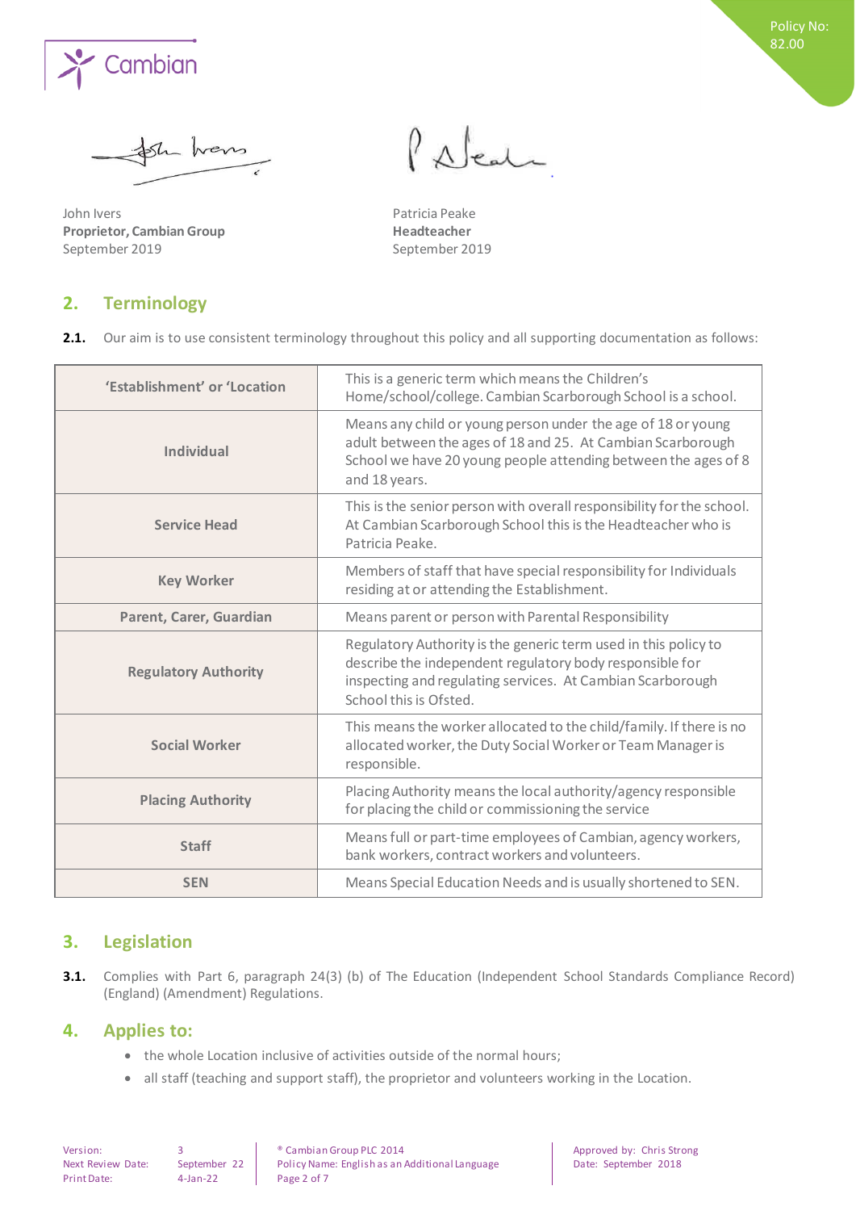John Ivers
**Proprietor, Cambian Group**
September 2019

Patricia Peake
**Headteacher**
September 2019

## 2. Terminology

**2.1.** Our aim is to use consistent terminology throughout this policy and all supporting documentation as follows:

| | |
|---|---|
| **'Establishment' or 'Location** | This is a generic term which means the Children's Home/school/college. Cambian Scarborough School is a school. |
| **Individual** | Means any child or young person under the age of 18 or young adult between the ages of 18 and 25. At Cambian Scarborough School we have 20 young people attending between the ages of 8 and 18 years. |
| **Service Head** | This is the senior person with overall responsibility for the school. At Cambian Scarborough School this is the Headteacher who is Patricia Peake. |
| **Key Worker** | Members of staff that have special responsibility for Individuals residing at or attending the Establishment. |
| **Parent, Carer, Guardian** | Means parent or person with Parental Responsibility |
| **Regulatory Authority** | Regulatory Authority is the generic term used in this policy to describe the independent regulatory body responsible for inspecting and regulating services. At Cambian Scarborough School this is Ofsted. |
| **Social Worker** | This means the worker allocated to the child/family. If there is no allocated worker, the Duty Social Worker or Team Manager is responsible. |
| **Placing Authority** | Placing Authority means the local authority/agency responsible for placing the child or commissioning the service |
| **Staff** | Means full or part-time employees of Cambian, agency workers, bank workers, contract workers and volunteers. |
| **SEN** | Means Special Education Needs and is usually shortened to SEN. |

## 3. Legislation

**3.1.** Complies with Part 6, paragraph 24(3) (b) of The Education (Independent School Standards Compliance Record) (England) (Amendment) Regulations.

## 4. Applies to:

- the whole Location inclusive of activities outside of the normal hours;
- all staff (teaching and support staff), the proprietor and volunteers working in the Location.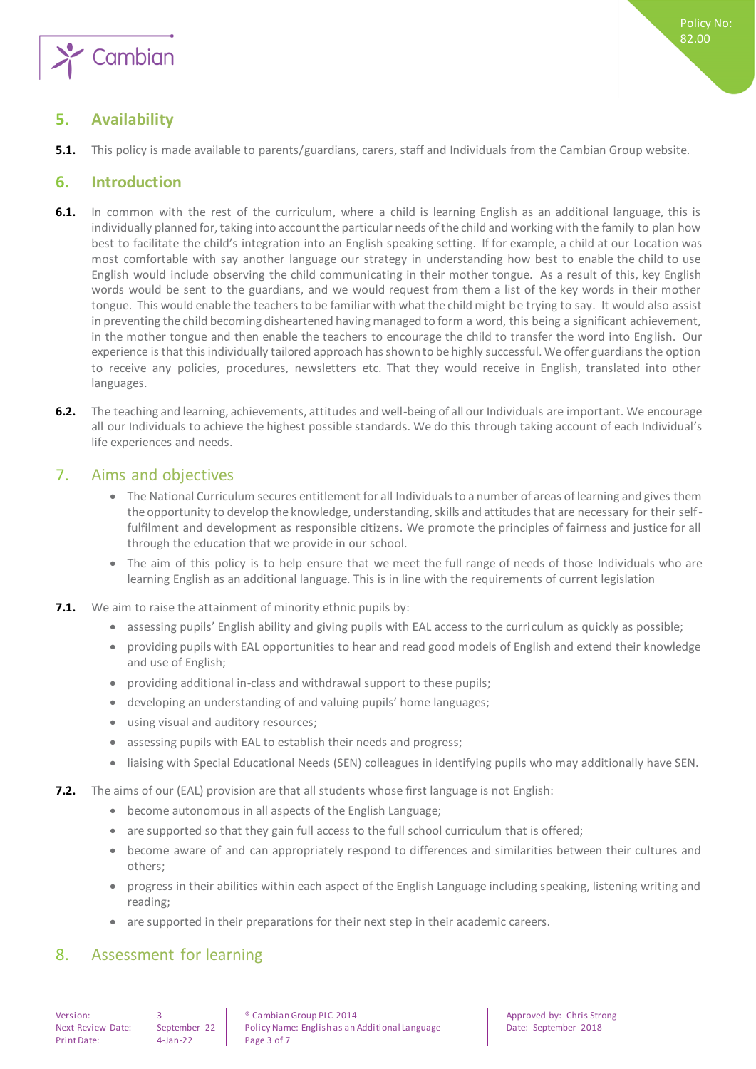## 5. Availability

**5.1.** This policy is made available to parents/guardians, carers, staff and Individuals from the Cambian Group website.

## 6. Introduction

**6.1.** In common with the rest of the curriculum, where a child is learning English as an additional language, this is individually planned for, taking into account the particular needs of the child and working with the family to plan how best to facilitate the child's integration into an English speaking setting. If for example, a child at our Location was most comfortable with say another language our strategy in understanding how best to enable the child to use English would include observing the child communicating in their mother tongue. As a result of this, key English words would be sent to the guardians, and we would request from them a list of the key words in their mother tongue. This would enable the teachers to be familiar with what the child might be trying to say. It would also assist in preventing the child becoming disheartened having managed to form a word, this being a significant achievement, in the mother tongue and then enable the teachers to encourage the child to transfer the word into English. Our experience is that this individually tailored approach has shown to be highly successful. We offer guardians the option to receive any policies, procedures, newsletters etc. That they would receive in English, translated into other languages.

**6.2.** The teaching and learning, achievements, attitudes and well-being of all our Individuals are important. We encourage all our Individuals to achieve the highest possible standards. We do this through taking account of each Individual's life experiences and needs.

## 7. Aims and objectives

- The National Curriculum secures entitlement for all Individuals to a number of areas of learning and gives them the opportunity to develop the knowledge, understanding, skills and attitudes that are necessary for their self-fulfilment and development as responsible citizens. We promote the principles of fairness and justice for all through the education that we provide in our school.
- The aim of this policy is to help ensure that we meet the full range of needs of those Individuals who are learning English as an additional language. This is in line with the requirements of current legislation

**7.1.** We aim to raise the attainment of minority ethnic pupils by:

- assessing pupils' English ability and giving pupils with EAL access to the curriculum as quickly as possible;
- providing pupils with EAL opportunities to hear and read good models of English and extend their knowledge and use of English;
- providing additional in-class and withdrawal support to these pupils;
- developing an understanding of and valuing pupils' home languages;
- using visual and auditory resources;
- assessing pupils with EAL to establish their needs and progress;
- liaising with Special Educational Needs (SEN) colleagues in identifying pupils who may additionally have SEN.

**7.2.** The aims of our (EAL) provision are that all students whose first language is not English:

- become autonomous in all aspects of the English Language;
- are supported so that they gain full access to the full school curriculum that is offered;
- become aware of and can appropriately respond to differences and similarities between their cultures and others;
- progress in their abilities within each aspect of the English Language including speaking, listening writing and reading;
- are supported in their preparations for their next step in their academic careers.

## 8. Assessment for learning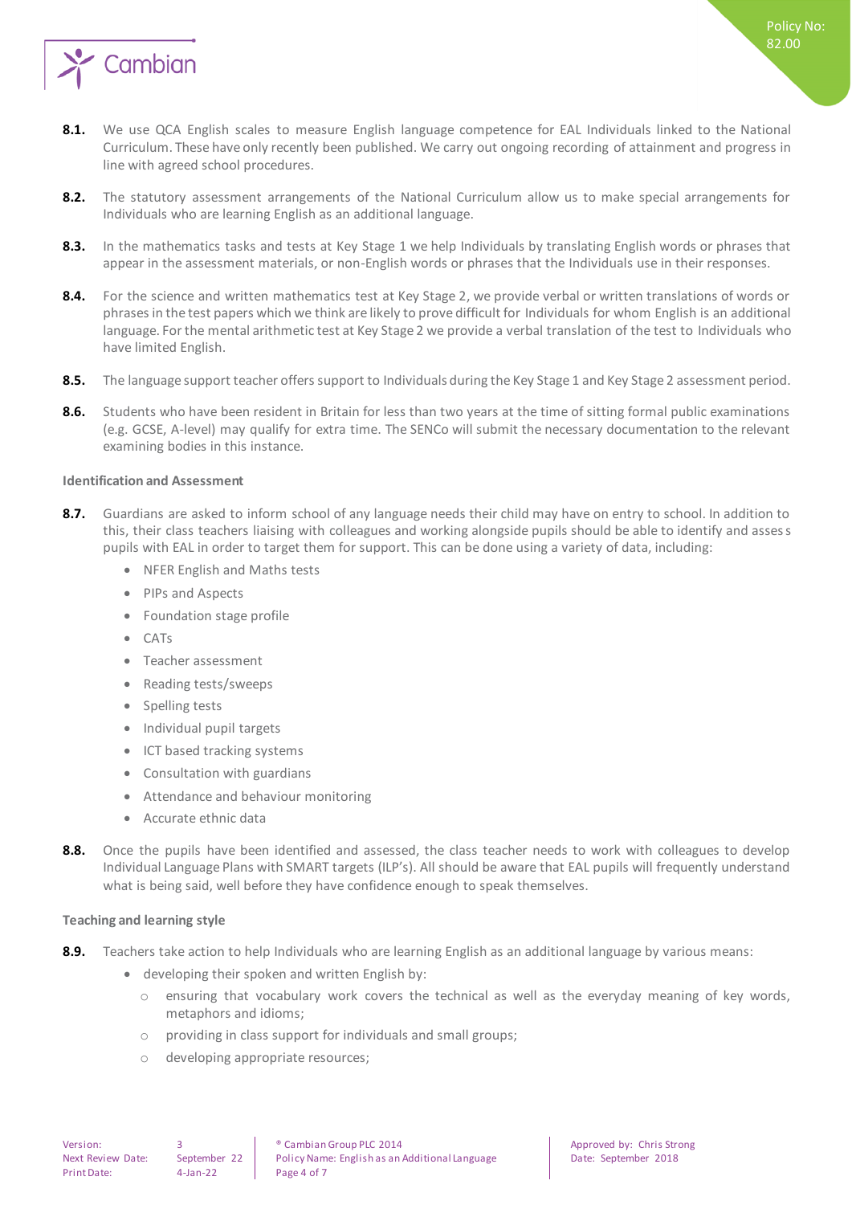**8.1.** We use QCA English scales to measure English language competence for EAL Individuals linked to the National Curriculum. These have only recently been published. We carry out ongoing recording of attainment and progress in line with agreed school procedures.

**8.2.** The statutory assessment arrangements of the National Curriculum allow us to make special arrangements for Individuals who are learning English as an additional language.

**8.3.** In the mathematics tasks and tests at Key Stage 1 we help Individuals by translating English words or phrases that appear in the assessment materials, or non-English words or phrases that the Individuals use in their responses.

**8.4.** For the science and written mathematics test at Key Stage 2, we provide verbal or written translations of words or phrases in the test papers which we think are likely to prove difficult for Individuals for whom English is an additional language. For the mental arithmetic test at Key Stage 2 we provide a verbal translation of the test to Individuals who have limited English.

**8.5.** The language support teacher offers support to Individuals during the Key Stage 1 and Key Stage 2 assessment period.

**8.6.** Students who have been resident in Britain for less than two years at the time of sitting formal public examinations (e.g. GCSE, A-level) may qualify for extra time. The SENCo will submit the necessary documentation to the relevant examining bodies in this instance.

**Identification and Assessment**

**8.7.** Guardians are asked to inform school of any language needs their child may have on entry to school. In addition to this, their class teachers liaising with colleagues and working alongside pupils should be able to identify and assess pupils with EAL in order to target them for support. This can be done using a variety of data, including:

- NFER English and Maths tests
- PIPs and Aspects
- Foundation stage profile
- CATs
- Teacher assessment
- Reading tests/sweeps
- Spelling tests
- Individual pupil targets
- ICT based tracking systems
- Consultation with guardians
- Attendance and behaviour monitoring
- Accurate ethnic data

**8.8.** Once the pupils have been identified and assessed, the class teacher needs to work with colleagues to develop Individual Language Plans with SMART targets (ILP's). All should be aware that EAL pupils will frequently understand what is being said, well before they have confidence enough to speak themselves.

**Teaching and learning style**

**8.9.** Teachers take action to help Individuals who are learning English as an additional language by various means:

- developing their spoken and written English by:
  - ensuring that vocabulary work covers the technical as well as the everyday meaning of key words, metaphors and idioms;
  - providing in class support for individuals and small groups;
  - developing appropriate resources;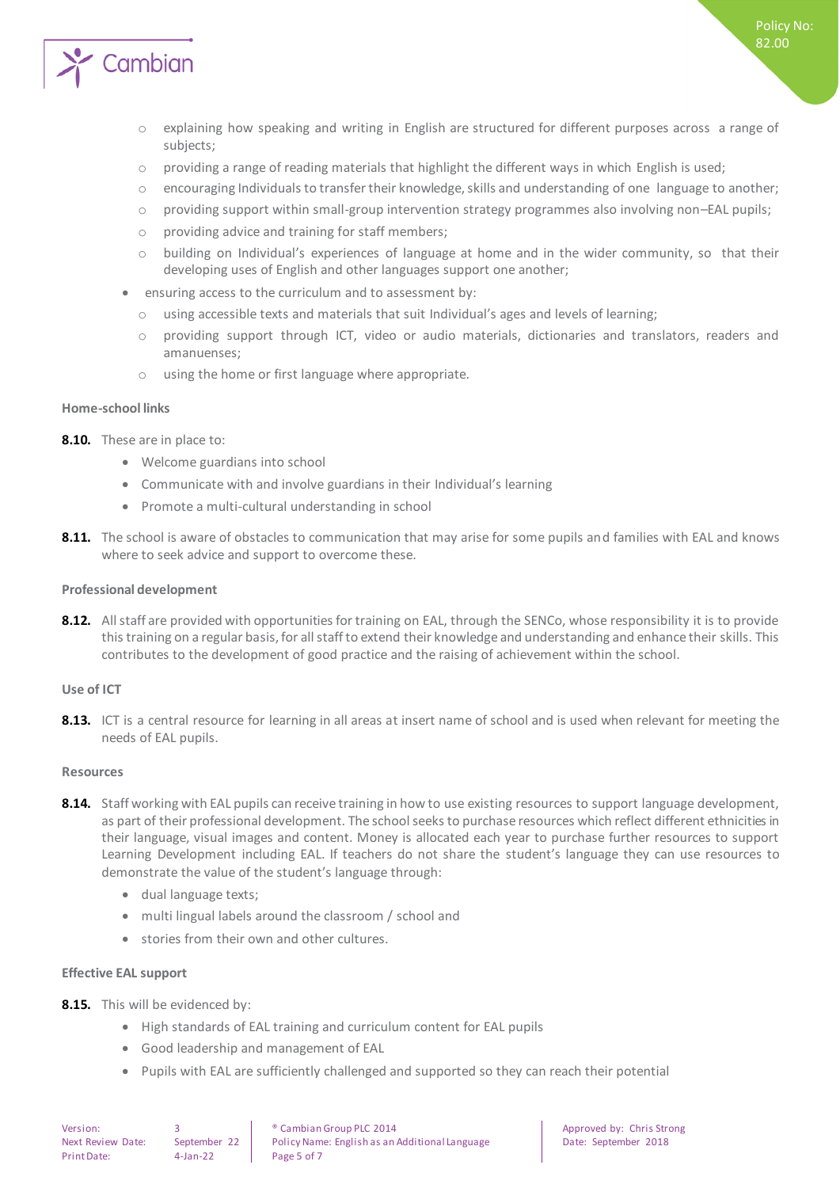- explaining how speaking and writing in English are structured for different purposes across a range of subjects;
    - providing a range of reading materials that highlight the different ways in which English is used;
    - encouraging Individuals to transfer their knowledge, skills and understanding of one language to another;
    - providing support within small-group intervention strategy programmes also involving non–EAL pupils;
    - providing advice and training for staff members;
    - building on Individual's experiences of language at home and in the wider community, so that their developing uses of English and other languages support one another;
- ensuring access to the curriculum and to assessment by:
    - using accessible texts and materials that suit Individual's ages and levels of learning;
    - providing support through ICT, video or audio materials, dictionaries and translators, readers and amanuenses;
    - using the home or first language where appropriate.

**Home-school links**

**8.10.** These are in place to:

- Welcome guardians into school
- Communicate with and involve guardians in their Individual's learning
- Promote a multi-cultural understanding in school

**8.11.** The school is aware of obstacles to communication that may arise for some pupils and families with EAL and knows where to seek advice and support to overcome these.

**Professional development**

**8.12.** All staff are provided with opportunities for training on EAL, through the SENCo, whose responsibility it is to provide this training on a regular basis, for all staff to extend their knowledge and understanding and enhance their skills. This contributes to the development of good practice and the raising of achievement within the school.

**Use of ICT**

**8.13.** ICT is a central resource for learning in all areas at insert name of school and is used when relevant for meeting the needs of EAL pupils.

**Resources**

**8.14.** Staff working with EAL pupils can receive training in how to use existing resources to support language development, as part of their professional development. The school seeks to purchase resources which reflect different ethnicities in their language, visual images and content. Money is allocated each year to purchase further resources to support Learning Development including EAL. If teachers do not share the student's language they can use resources to demonstrate the value of the student's language through:

- dual language texts;
- multi lingual labels around the classroom / school and
- stories from their own and other cultures.

**Effective EAL support**

**8.15.** This will be evidenced by:

- High standards of EAL training and curriculum content for EAL pupils
- Good leadership and management of EAL
- Pupils with EAL are sufficiently challenged and supported so they can reach their potential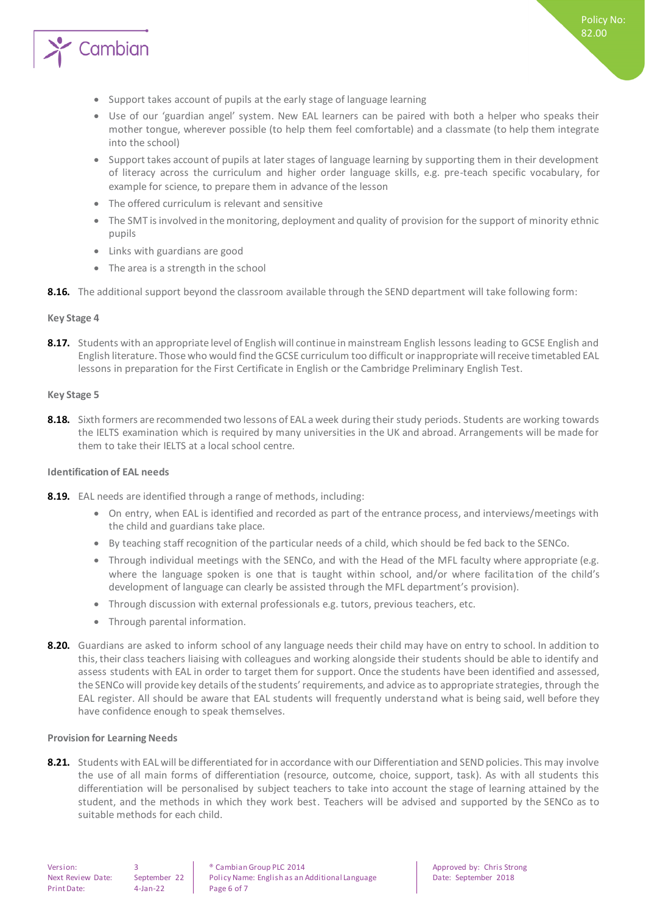- Support takes account of pupils at the early stage of language learning
- Use of our 'guardian angel' system. New EAL learners can be paired with both a helper who speaks their mother tongue, wherever possible (to help them feel comfortable) and a classmate (to help them integrate into the school)
- Support takes account of pupils at later stages of language learning by supporting them in their development of literacy across the curriculum and higher order language skills, e.g. pre-teach specific vocabulary, for example for science, to prepare them in advance of the lesson
- The offered curriculum is relevant and sensitive
- The SMT is involved in the monitoring, deployment and quality of provision for the support of minority ethnic pupils
- Links with guardians are good
- The area is a strength in the school

**8.16.** The additional support beyond the classroom available through the SEND department will take following form:

**Key Stage 4**

**8.17.** Students with an appropriate level of English will continue in mainstream English lessons leading to GCSE English and English literature. Those who would find the GCSE curriculum too difficult or inappropriate will receive timetabled EAL lessons in preparation for the First Certificate in English or the Cambridge Preliminary English Test.

**Key Stage 5**

**8.18.** Sixth formers are recommended two lessons of EAL a week during their study periods. Students are working towards the IELTS examination which is required by many universities in the UK and abroad. Arrangements will be made for them to take their IELTS at a local school centre.

**Identification of EAL needs**

**8.19.** EAL needs are identified through a range of methods, including:

- On entry, when EAL is identified and recorded as part of the entrance process, and interviews/meetings with the child and guardians take place.
- By teaching staff recognition of the particular needs of a child, which should be fed back to the SENCo.
- Through individual meetings with the SENCo, and with the Head of the MFL faculty where appropriate (e.g. where the language spoken is one that is taught within school, and/or where facilitation of the child's development of language can clearly be assisted through the MFL department's provision).
- Through discussion with external professionals e.g. tutors, previous teachers, etc.
- Through parental information.

**8.20.** Guardians are asked to inform school of any language needs their child may have on entry to school. In addition to this, their class teachers liaising with colleagues and working alongside their students should be able to identify and assess students with EAL in order to target them for support. Once the students have been identified and assessed, the SENCo will provide key details of the students' requirements, and advice as to appropriate strategies, through the EAL register. All should be aware that EAL students will frequently understand what is being said, well before they have confidence enough to speak themselves.

**Provision for Learning Needs**

**8.21.** Students with EAL will be differentiated for in accordance with our Differentiation and SEND policies. This may involve the use of all main forms of differentiation (resource, outcome, choice, support, task). As with all students this differentiation will be personalised by subject teachers to take into account the stage of learning attained by the student, and the methods in which they work best. Teachers will be advised and supported by the SENCo as to suitable methods for each child.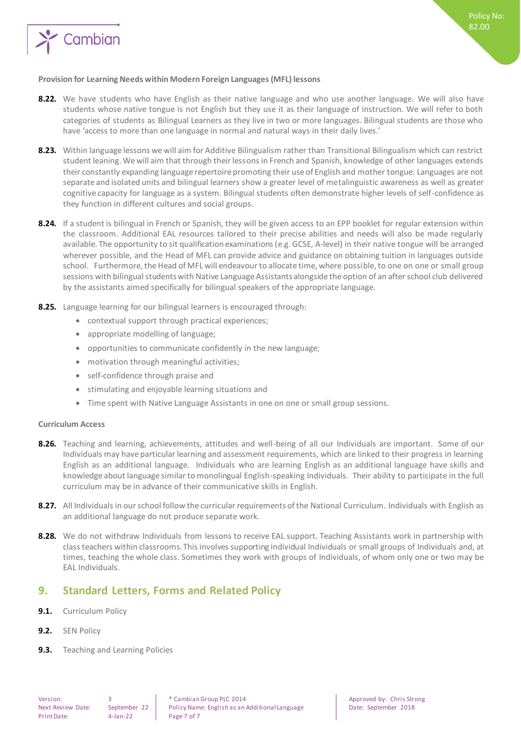**Provision for Learning Needs within Modern Foreign Languages (MFL) lessons**

**8.22.** We have students who have English as their native language and who use another language. We will also have students whose native tongue is not English but they use it as their language of instruction. We will refer to both categories of students as Bilingual Learners as they live in two or more languages. Bilingual students are those who have 'access to more than one language in normal and natural ways in their daily lives.'

**8.23.** Within language lessons we will aim for Additive Bilingualism rather than Transitional Bilingualism which can restrict student leaning. We will aim that through their lessons in French and Spanish, knowledge of other languages extends their constantly expanding language repertoire promoting their use of English and mother tongue. Languages are not separate and isolated units and bilingual learners show a greater level of metalinguistic awareness as well as greater cognitive capacity for language as a system. Bilingual students often demonstrate higher levels of self-confidence as they function in different cultures and social groups.

**8.24.** If a student is bilingual in French or Spanish, they will be given access to an EPP booklet for regular extension within the classroom. Additional EAL resources tailored to their precise abilities and needs will also be made regularly available. The opportunity to sit qualification examinations (e.g. GCSE, A-level) in their native tongue will be arranged wherever possible, and the Head of MFL can provide advice and guidance on obtaining tuition in languages outside school. Furthermore, the Head of MFL will endeavour to allocate time, where possible, to one on one or small group sessions with bilingual students with Native Language Assistants alongside the option of an after school club delivered by the assistants aimed specifically for bilingual speakers of the appropriate language.

**8.25.** Language learning for our bilingual learners is encouraged through:

- contextual support through practical experiences;
- appropriate modelling of language;
- opportunities to communicate confidently in the new language;
- motivation through meaningful activities;
- self-confidence through praise and
- stimulating and enjoyable learning situations and
- Time spent with Native Language Assistants in one on one or small group sessions.

**Curriculum Access**

**8.26.** Teaching and learning, achievements, attitudes and well-being of all our Individuals are important. Some of our Individuals may have particular learning and assessment requirements, which are linked to their progress in learning English as an additional language. Individuals who are learning English as an additional language have skills and knowledge about language similar to monolingual English-speaking Individuals. Their ability to participate in the full curriculum may be in advance of their communicative skills in English.

**8.27.** All Individuals in our school follow the curricular requirements of the National Curriculum. Individuals with English as an additional language do not produce separate work.

**8.28.** We do not withdraw Individuals from lessons to receive EAL support. Teaching Assistants work in partnership with class teachers within classrooms. This involves supporting individual Individuals or small groups of Individuals and, at times, teaching the whole class. Sometimes they work with groups of Individuals, of whom only one or two may be EAL Individuals.

## 9. Standard Letters, Forms and Related Policy

**9.1.** Curriculum Policy

**9.2.** SEN Policy

**9.3.** Teaching and Learning Policies